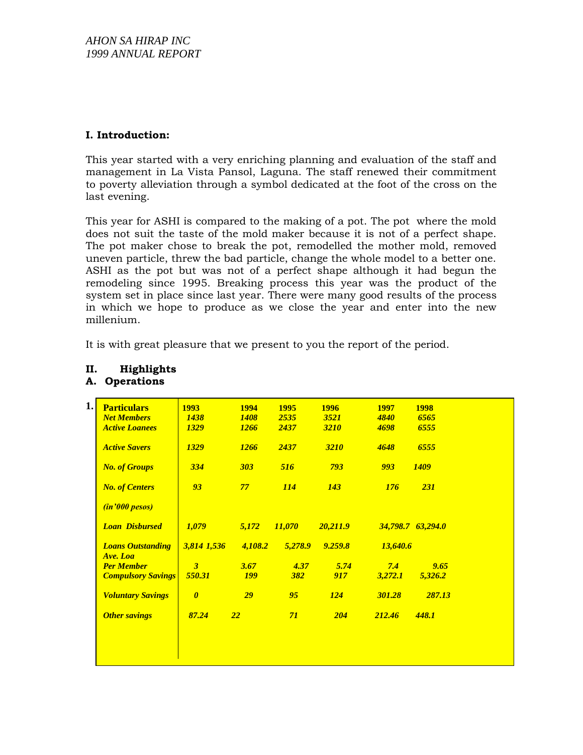AHON SA HIRAP INC
1999 ANNUAL REPORT

## I. Introduction:

This year started with a very enriching planning and evaluation of the staff and management in La Vista Pansol, Laguna. The staff renewed their commitment to poverty alleviation through a symbol dedicated at the foot of the cross on the last evening.

This year for ASHI is compared to the making of a pot. The pot where the mold does not suit the taste of the mold maker because it is not of a perfect shape. The pot maker chose to break the pot, remodelled the mother mold, removed uneven particle, threw the bad particle, change the whole model to a better one. ASHI as the pot but was not of a perfect shape although it had begun the remodeling since 1995. Breaking process this year was the product of the system set in place since last year. There were many good results of the process in which we hope to produce as we close the year and enter into the new millenium.

It is with great pleasure that we present to you the report of the period.

## II. Highlights

### A. Operations

1.

| Particulars | 1993 | 1994 | 1995 | 1996 | 1997 | 1998 |
|---|---|---|---|---|---|---|
| Net Members | 1438 | 1408 | 2535 | 3521 | 4840 | 6565 |
| Active Loanees | 1329 | 1266 | 2437 | 3210 | 4698 | 6555 |
| Active Savers | 1329 | 1266 | 2437 | 3210 | 4648 | 6555 |
| No. of Groups | 334 | 303 | 516 | 793 | 993 | 1409 |
| No. of Centers | 93 | 77 | 114 | 143 | 176 | 231 |
| (in'000 pesos) | | | | | | |
| Loan Disbursed | 1,079 | 5,172 | 11,070 | 20,211.9 | 34,798.7 | 63,294.0 |
| Loans Outstanding | 3,814 1,536 | 4,108.2 | 5,278.9 | 9.259.8 | 13,640.6 | |
| Ave. Loa Per Member | 3 | 3.67 | 4.37 | 5.74 | 7.4 | 9.65 |
| Compulsory Savings | 550.31 | 199 | 382 | 917 | 3,272.1 | 5,326.2 |
| Voluntary Savings | 0 | 29 | 95 | 124 | 301.28 | 287.13 |
| Other savings | 87.24 | 22 | 71 | 204 | 212.46 | 448.1 |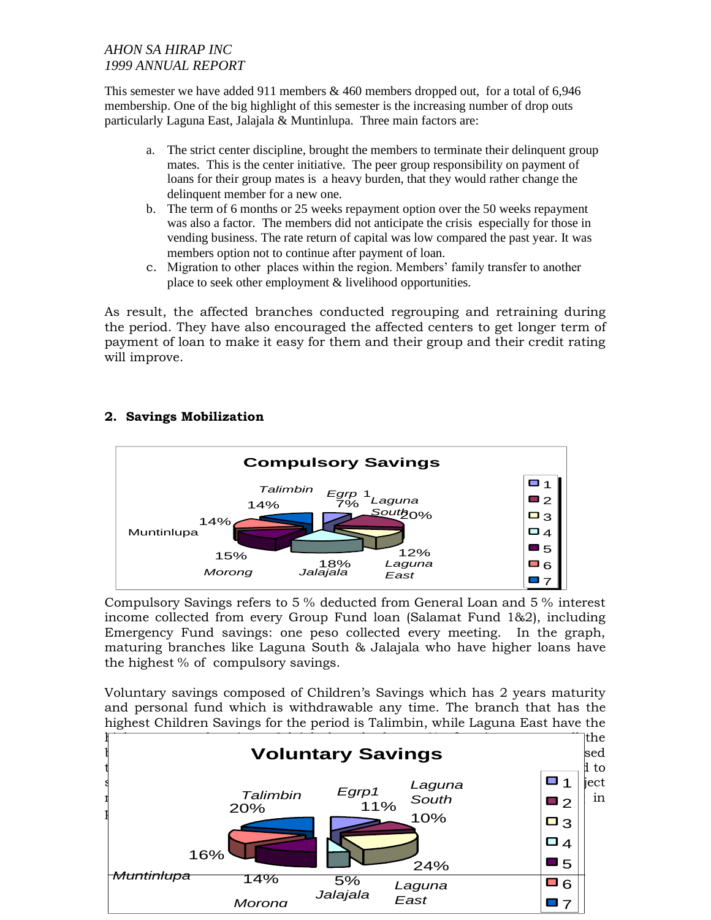*AHON SA HIRAP INC*
*1999 ANNUAL REPORT*

This semester we have added 911 members & 460 members dropped out, for a total of 6,946 membership. One of the big highlight of this semester is the increasing number of drop outs particularly Laguna East, Jalajala & Muntinlupa. Three main factors are:

a. The strict center discipline, brought the members to terminate their delinquent group mates. This is the center initiative. The peer group responsibility on payment of loans for their group mates is a heavy burden, that they would rather change the delinquent member for a new one.
b. The term of 6 months or 25 weeks repayment option over the 50 weeks repayment was also a factor. The members did not anticipate the crisis especially for those in vending business. The rate return of capital was low compared the past year. It was members option not to continue after payment of loan.
c. Migration to other places within the region. Members' family transfer to another place to seek other employment & livelihood opportunities.

As result, the affected branches conducted regrouping and retraining during the period. They have also encouraged the affected centers to get longer term of payment of loan to make it easy for them and their group and their credit rating will improve.

## 2. Savings Mobilization

**Compulsory Savings**

| Branch | % |
|---|---|
| Egrp 1 | 7% |
| Laguna South | 20% |
| Laguna East | 12% |
| Jalajala | 18% |
| Morong | 15% |
| Muntinlupa | 14% |
| Talimbin | 14% |

Compulsory Savings refers to 5 % deducted from General Loan and 5 % interest income collected from every Group Fund loan (Salamat Fund 1&2), including Emergency Fund savings: one peso collected every meeting. In the graph, maturing branches like Laguna South & Jalajala who have higher loans have the highest % of compulsory savings.

Voluntary savings composed of Children's Savings which has 2 years maturity and personal fund which is withdrawable any time. The branch that has the highest Children Savings for the period is Talimbin, while Laguna East have the

**Voluntary Savings**

| Branch | % |
|---|---|
| Egrp1 | 11% |
| Laguna South | 10% |
| Laguna East | 24% |
| Jalajala | 5% |
| Morong | 14% |
| Muntinlupa | 16% |
| Talimbin | 20% |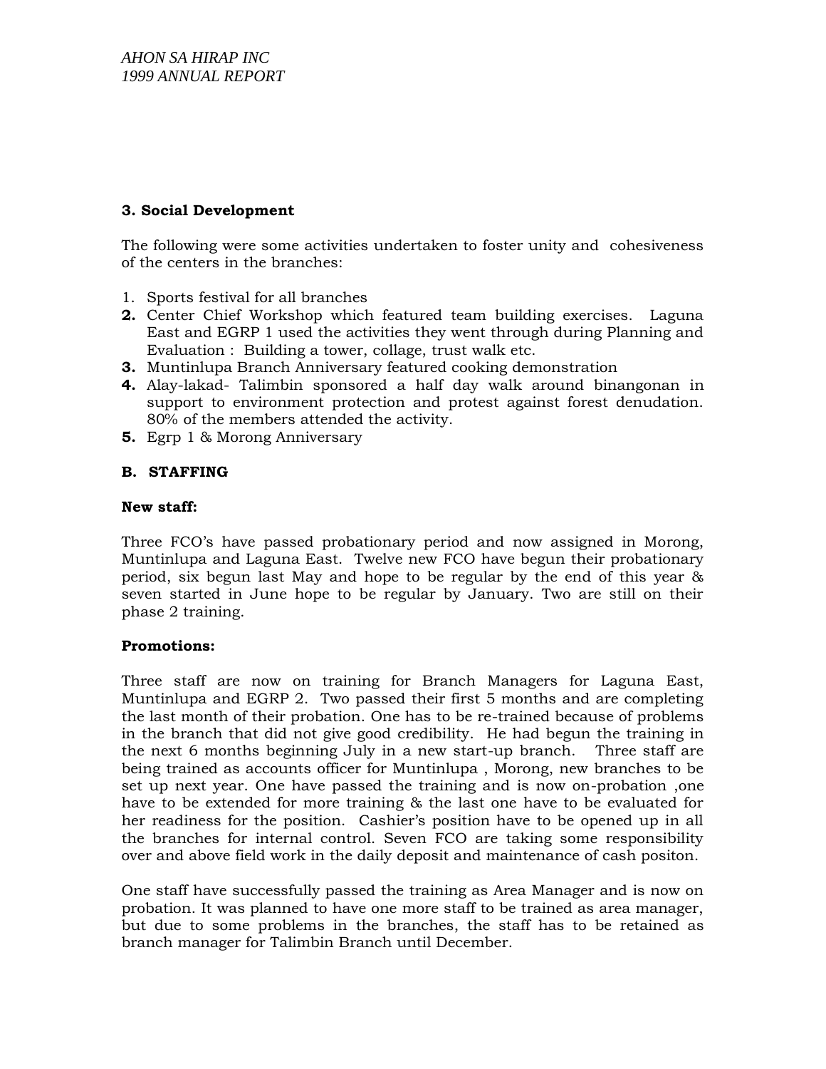### 3. Social Development

The following were some activities undertaken to foster unity and cohesiveness of the centers in the branches:

1. Sports festival for all branches
2. Center Chief Workshop which featured team building exercises. Laguna East and EGRP 1 used the activities they went through during Planning and Evaluation : Building a tower, collage, trust walk etc.
3. Muntinlupa Branch Anniversary featured cooking demonstration
4. Alay-lakad- Talimbin sponsored a half day walk around binangonan in support to environment protection and protest against forest denudation. 80% of the members attended the activity.
5. Egrp 1 & Morong Anniversary

## B. STAFFING

**New staff:**

Three FCO's have passed probationary period and now assigned in Morong, Muntinlupa and Laguna East. Twelve new FCO have begun their probationary period, six begun last May and hope to be regular by the end of this year & seven started in June hope to be regular by January. Two are still on their phase 2 training.

**Promotions:**

Three staff are now on training for Branch Managers for Laguna East, Muntinlupa and EGRP 2. Two passed their first 5 months and are completing the last month of their probation. One has to be re-trained because of problems in the branch that did not give good credibility. He had begun the training in the next 6 months beginning July in a new start-up branch. Three staff are being trained as accounts officer for Muntinlupa , Morong, new branches to be set up next year. One have passed the training and is now on-probation ,one have to be extended for more training & the last one have to be evaluated for her readiness for the position. Cashier's position have to be opened up in all the branches for internal control. Seven FCO are taking some responsibility over and above field work in the daily deposit and maintenance of cash positon.

One staff have successfully passed the training as Area Manager and is now on probation. It was planned to have one more staff to be trained as area manager, but due to some problems in the branches, the staff has to be retained as branch manager for Talimbin Branch until December.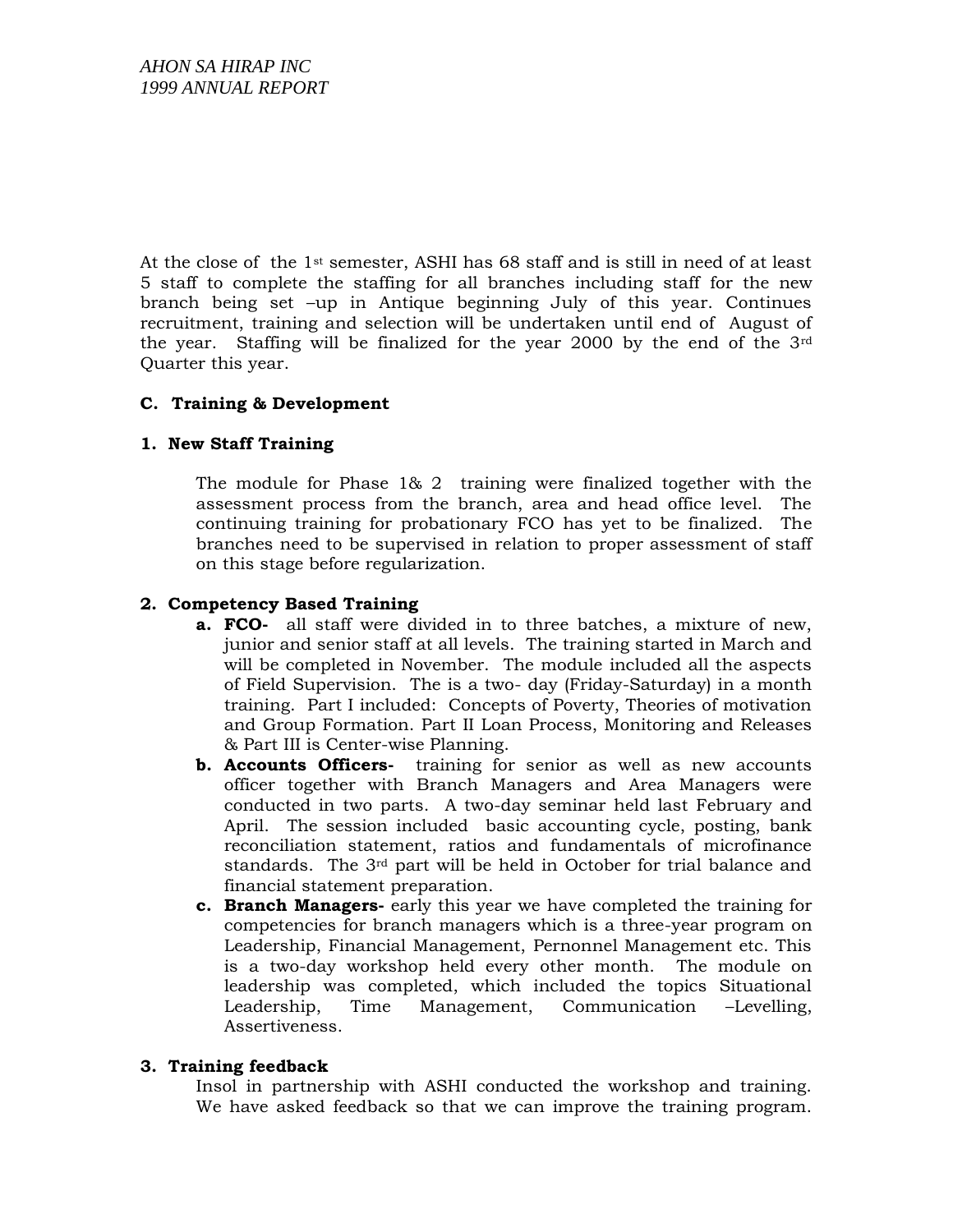At the close of the 1st semester, ASHI has 68 staff and is still in need of at least 5 staff to complete the staffing for all branches including staff for the new branch being set –up in Antique beginning July of this year. Continues recruitment, training and selection will be undertaken until end of August of the year. Staffing will be finalized for the year 2000 by the end of the 3rd Quarter this year.

**C. Training & Development**

**1. New Staff Training**

The module for Phase 1& 2 training were finalized together with the assessment process from the branch, area and head office level. The continuing training for probationary FCO has yet to be finalized. The branches need to be supervised in relation to proper assessment of staff on this stage before regularization.

**2. Competency Based Training**

a. **FCO-** all staff were divided in to three batches, a mixture of new, junior and senior staff at all levels. The training started in March and will be completed in November. The module included all the aspects of Field Supervision. The is a two- day (Friday-Saturday) in a month training. Part I included: Concepts of Poverty, Theories of motivation and Group Formation. Part II Loan Process, Monitoring and Releases & Part III is Center-wise Planning.

b. **Accounts Officers-** training for senior as well as new accounts officer together with Branch Managers and Area Managers were conducted in two parts. A two-day seminar held last February and April. The session included basic accounting cycle, posting, bank reconciliation statement, ratios and fundamentals of microfinance standards. The 3rd part will be held in October for trial balance and financial statement preparation.

c. **Branch Managers-** early this year we have completed the training for competencies for branch managers which is a three-year program on Leadership, Financial Management, Pernonnel Management etc. This is a two-day workshop held every other month. The module on leadership was completed, which included the topics Situational Leadership, Time Management, Communication –Levelling, Assertiveness.

**3. Training feedback**

Insol in partnership with ASHI conducted the workshop and training. We have asked feedback so that we can improve the training program.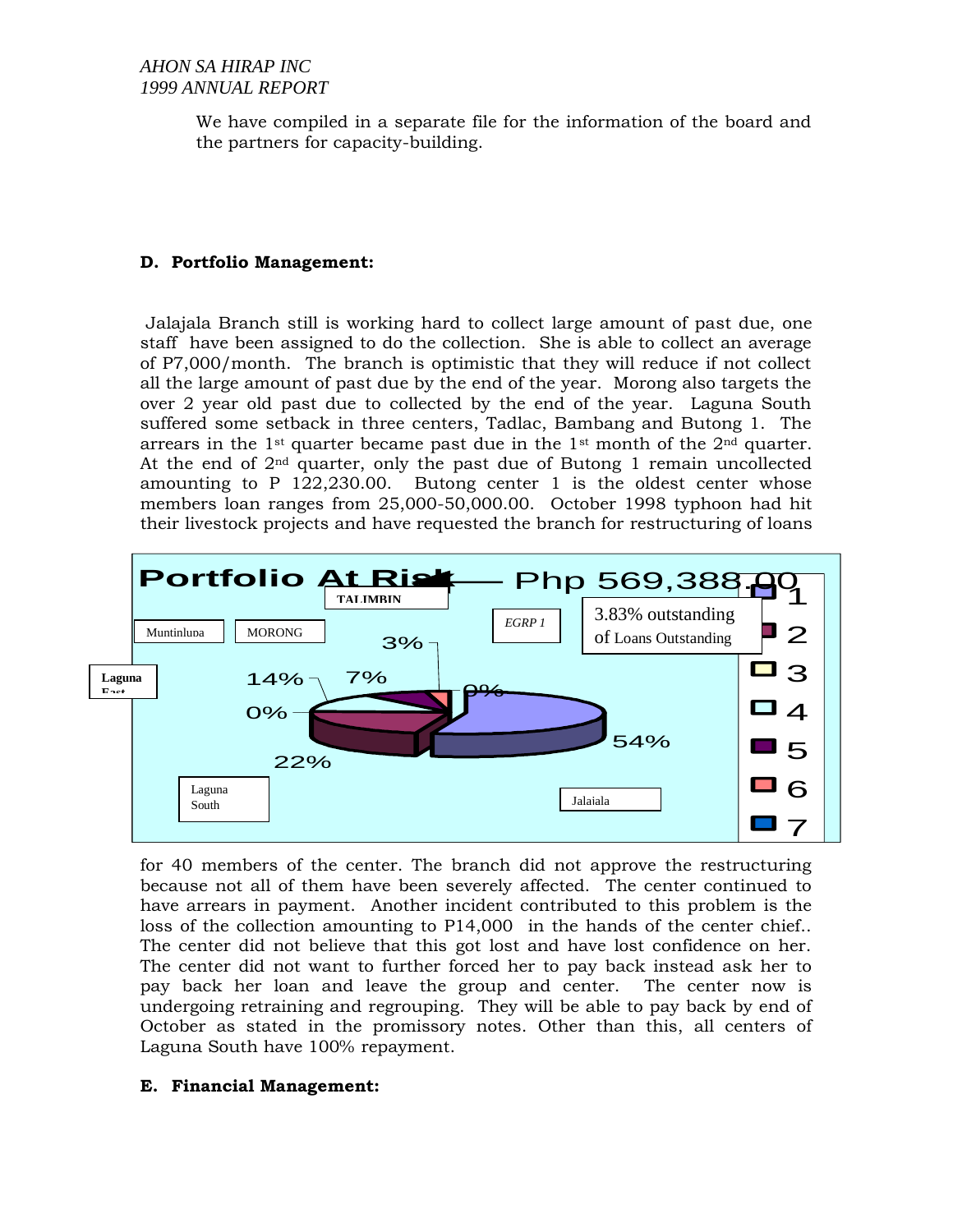We have compiled in a separate file for the information of the board and the partners for capacity-building.

**D. Portfolio Management:**

Jalajala Branch still is working hard to collect large amount of past due, one staff have been assigned to do the collection. She is able to collect an average of P7,000/month. The branch is optimistic that they will reduce if not collect all the large amount of past due by the end of the year. Morong also targets the over 2 year old past due to collected by the end of the year. Laguna South suffered some setback in three centers, Tadlac, Bambang and Butong 1. The arrears in the 1st quarter became past due in the 1st month of the 2nd quarter. At the end of 2nd quarter, only the past due of Butong 1 remain uncollected amounting to P 122,230.00. Butong center 1 is the oldest center whose members loan ranges from 25,000-50,000.00. October 1998 typhoon had hit their livestock projects and have requested the branch for restructuring of loans

Portfolio At Risk — Php 569,388.00

3.83% outstanding of Loans Outstanding

| Branch | % |
| --- | --- |
| Jalajala | 54% |
| Laguna South | 22% |
| Laguna East | 0% |
| Muntinlupa | 14% |
| MORONG | 7% |
| TALIMBIN | 3% |
| EGRP 1 | 0% |

for 40 members of the center. The branch did not approve the restructuring because not all of them have been severely affected. The center continued to have arrears in payment. Another incident contributed to this problem is the loss of the collection amounting to P14,000 in the hands of the center chief.. The center did not believe that this got lost and have lost confidence on her. The center did not want to further forced her to pay back instead ask her to pay back her loan and leave the group and center. The center now is undergoing retraining and regrouping. They will be able to pay back by end of October as stated in the promissory notes. Other than this, all centers of Laguna South have 100% repayment.

**E. Financial Management:**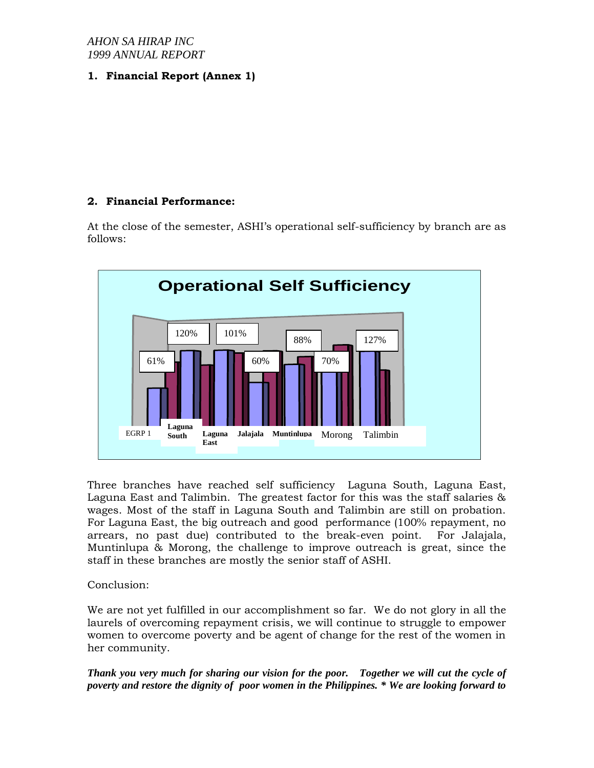## 1. Financial Report (Annex 1)

## 2. Financial Performance:

At the close of the semester, ASHI's operational self-sufficiency by branch are as follows:

**Operational Self Sufficiency**

| EGRP 1 | Laguna South | Laguna East | Jalajala | Muntinlupa | Morong | Talimbin |
|---|---|---|---|---|---|---|
| 61% | 120% | 101% | 60% | 88% | 70% | 127% |

Three branches have reached self sufficiency Laguna South, Laguna East, Laguna East and Talimbin. The greatest factor for this was the staff salaries & wages. Most of the staff in Laguna South and Talimbin are still on probation. For Laguna East, the big outreach and good performance (100% repayment, no arrears, no past due) contributed to the break-even point. For Jalajala, Muntinlupa & Morong, the challenge to improve outreach is great, since the staff in these branches are mostly the senior staff of ASHI.

Conclusion:

We are not yet fulfilled in our accomplishment so far. We do not glory in all the laurels of overcoming repayment crisis, we will continue to struggle to empower women to overcome poverty and be agent of change for the rest of the women in her community.

***Thank you very much for sharing our vision for the poor. Together we will cut the cycle of poverty and restore the dignity of poor women in the Philippines. * We are looking forward to***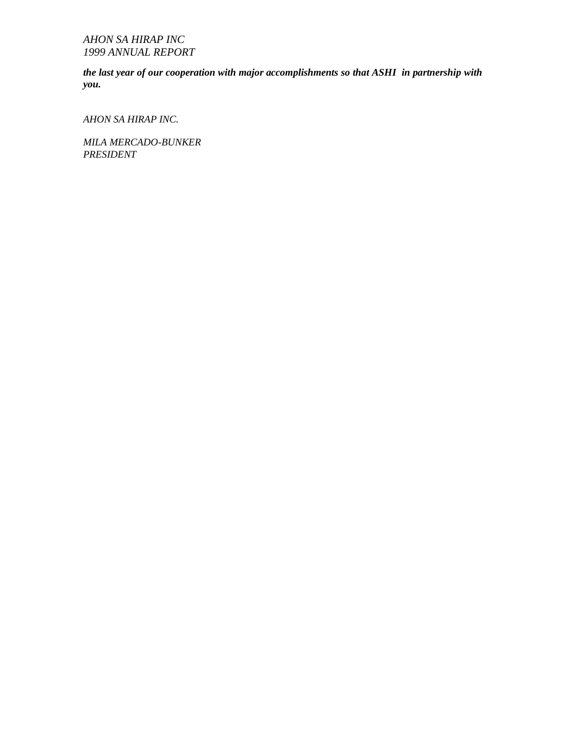***the last year of our cooperation with major accomplishments so that ASHI in partnership with you.***

*AHON SA HIRAP INC.*

*MILA MERCADO-BUNKER*
*PRESIDENT*